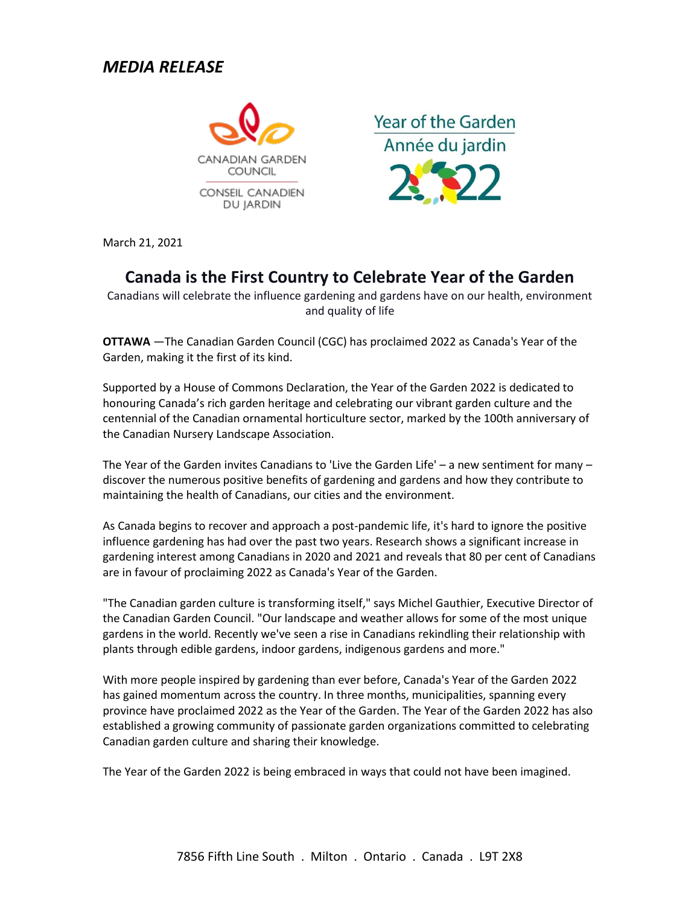*MEDIA RELEASE*

CANADIAN GARDEN COUNCIL

CONSEIL CANADIEN DU JARDIN

Year of the Garden

Année du jardin

2022

March 21, 2021

# Canada is the First Country to Celebrate Year of the Garden

Canadians will celebrate the influence gardening and gardens have on our health, environment and quality of life

**OTTAWA** —The Canadian Garden Council (CGC) has proclaimed 2022 as Canada's Year of the Garden, making it the first of its kind.

Supported by a House of Commons Declaration, the Year of the Garden 2022 is dedicated to honouring Canada's rich garden heritage and celebrating our vibrant garden culture and the centennial of the Canadian ornamental horticulture sector, marked by the 100th anniversary of the Canadian Nursery Landscape Association.

The Year of the Garden invites Canadians to 'Live the Garden Life' – a new sentiment for many – discover the numerous positive benefits of gardening and gardens and how they contribute to maintaining the health of Canadians, our cities and the environment.

As Canada begins to recover and approach a post-pandemic life, it's hard to ignore the positive influence gardening has had over the past two years. Research shows a significant increase in gardening interest among Canadians in 2020 and 2021 and reveals that 80 per cent of Canadians are in favour of proclaiming 2022 as Canada's Year of the Garden.

"The Canadian garden culture is transforming itself," says Michel Gauthier, Executive Director of the Canadian Garden Council. "Our landscape and weather allows for some of the most unique gardens in the world. Recently we've seen a rise in Canadians rekindling their relationship with plants through edible gardens, indoor gardens, indigenous gardens and more."

With more people inspired by gardening than ever before, Canada's Year of the Garden 2022 has gained momentum across the country. In three months, municipalities, spanning every province have proclaimed 2022 as the Year of the Garden. The Year of the Garden 2022 has also established a growing community of passionate garden organizations committed to celebrating Canadian garden culture and sharing their knowledge.

The Year of the Garden 2022 is being embraced in ways that could not have been imagined.

7856 Fifth Line South . Milton . Ontario . Canada . L9T 2X8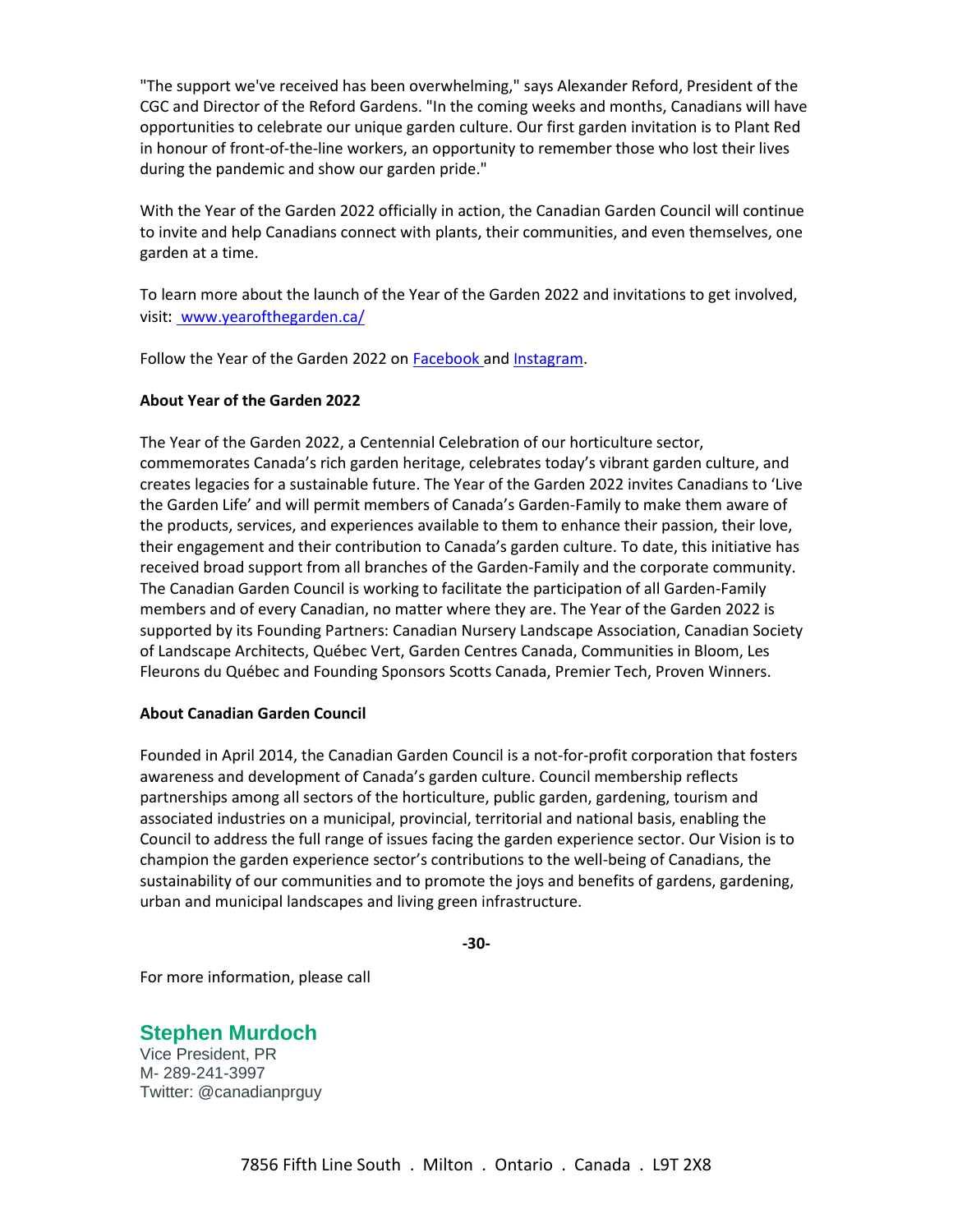"The support we've received has been overwhelming," says Alexander Reford, President of the CGC and Director of the Reford Gardens. "In the coming weeks and months, Canadians will have opportunities to celebrate our unique garden culture. Our first garden invitation is to Plant Red in honour of front-of-the-line workers, an opportunity to remember those who lost their lives during the pandemic and show our garden pride."

With the Year of the Garden 2022 officially in action, the Canadian Garden Council will continue to invite and help Canadians connect with plants, their communities, and even themselves, one garden at a time.

To learn more about the launch of the Year of the Garden 2022 and invitations to get involved, visit: [www.yearofthegarden.ca/](www.yearofthegarden.ca/)

Follow the Year of the Garden 2022 on Facebook and Instagram.

**About Year of the Garden 2022**

The Year of the Garden 2022, a Centennial Celebration of our horticulture sector, commemorates Canada's rich garden heritage, celebrates today's vibrant garden culture, and creates legacies for a sustainable future. The Year of the Garden 2022 invites Canadians to 'Live the Garden Life' and will permit members of Canada's Garden-Family to make them aware of the products, services, and experiences available to them to enhance their passion, their love, their engagement and their contribution to Canada's garden culture. To date, this initiative has received broad support from all branches of the Garden-Family and the corporate community. The Canadian Garden Council is working to facilitate the participation of all Garden-Family members and of every Canadian, no matter where they are. The Year of the Garden 2022 is supported by its Founding Partners: Canadian Nursery Landscape Association, Canadian Society of Landscape Architects, Québec Vert, Garden Centres Canada, Communities in Bloom, Les Fleurons du Québec and Founding Sponsors Scotts Canada, Premier Tech, Proven Winners.

**About Canadian Garden Council**

Founded in April 2014, the Canadian Garden Council is a not-for-profit corporation that fosters awareness and development of Canada's garden culture. Council membership reflects partnerships among all sectors of the horticulture, public garden, gardening, tourism and associated industries on a municipal, provincial, territorial and national basis, enabling the Council to address the full range of issues facing the garden experience sector. Our Vision is to champion the garden experience sector's contributions to the well-being of Canadians, the sustainability of our communities and to promote the joys and benefits of gardens, gardening, urban and municipal landscapes and living green infrastructure.

**-30-**

For more information, please call

**Stephen Murdoch**
Vice President, PR
M- 289-241-3997
Twitter: @canadianprguy

7856 Fifth Line South . Milton . Ontario . Canada . L9T 2X8